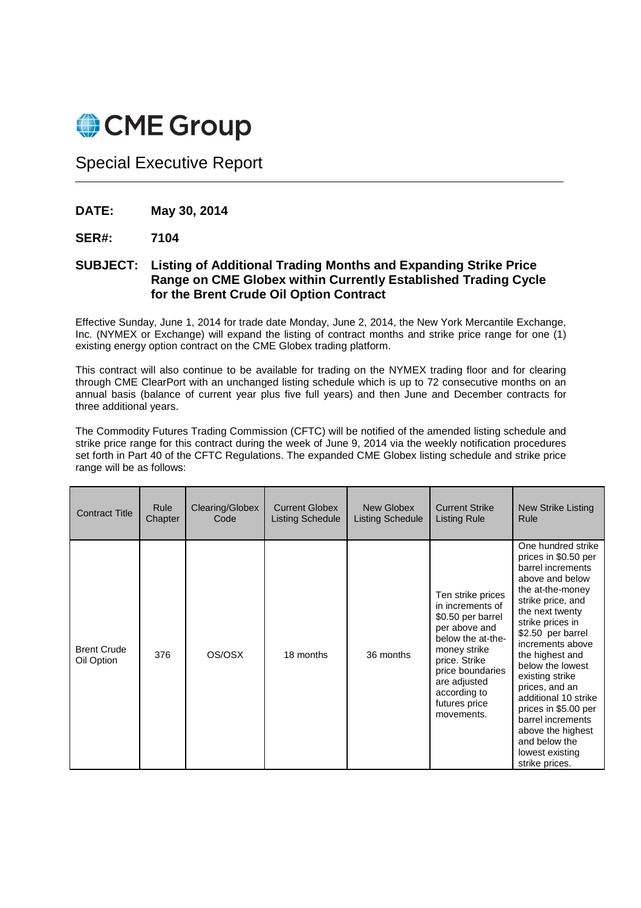# CME Group

## Special Executive Report

**DATE:** **May 30, 2014**

**SER#:** **7104**

**SUBJECT:** **Listing of Additional Trading Months and Expanding Strike Price Range on CME Globex within Currently Established Trading Cycle for the Brent Crude Oil Option Contract**

Effective Sunday, June 1, 2014 for trade date Monday, June 2, 2014, the New York Mercantile Exchange, Inc. (NYMEX or Exchange) will expand the listing of contract months and strike price range for one (1) existing energy option contract on the CME Globex trading platform.

This contract will also continue to be available for trading on the NYMEX trading floor and for clearing through CME ClearPort with an unchanged listing schedule which is up to 72 consecutive months on an annual basis (balance of current year plus five full years) and then June and December contracts for three additional years.

The Commodity Futures Trading Commission (CFTC) will be notified of the amended listing schedule and strike price range for this contract during the week of June 9, 2014 via the weekly notification procedures set forth in Part 40 of the CFTC Regulations. The expanded CME Globex listing schedule and strike price range will be as follows:

| Contract Title | Rule Chapter | Clearing/Globex Code | Current Globex Listing Schedule | New Globex Listing Schedule | Current Strike Listing Rule | New Strike Listing Rule |
|---|---|---|---|---|---|---|
| Brent Crude Oil Option | 376 | OS/OSX | 18 months | 36 months | Ten strike prices in increments of $0.50 per barrel per above and below the at-the-money strike price. Strike price boundaries are adjusted according to futures price movements. | One hundred strike prices in $0.50 per barrel increments above and below the at-the-money strike price, and the next twenty strike prices in $2.50 per barrel increments above the highest and below the lowest existing strike prices, and an additional 10 strike prices in $5.00 per barrel increments above the highest and below the lowest existing strike prices. |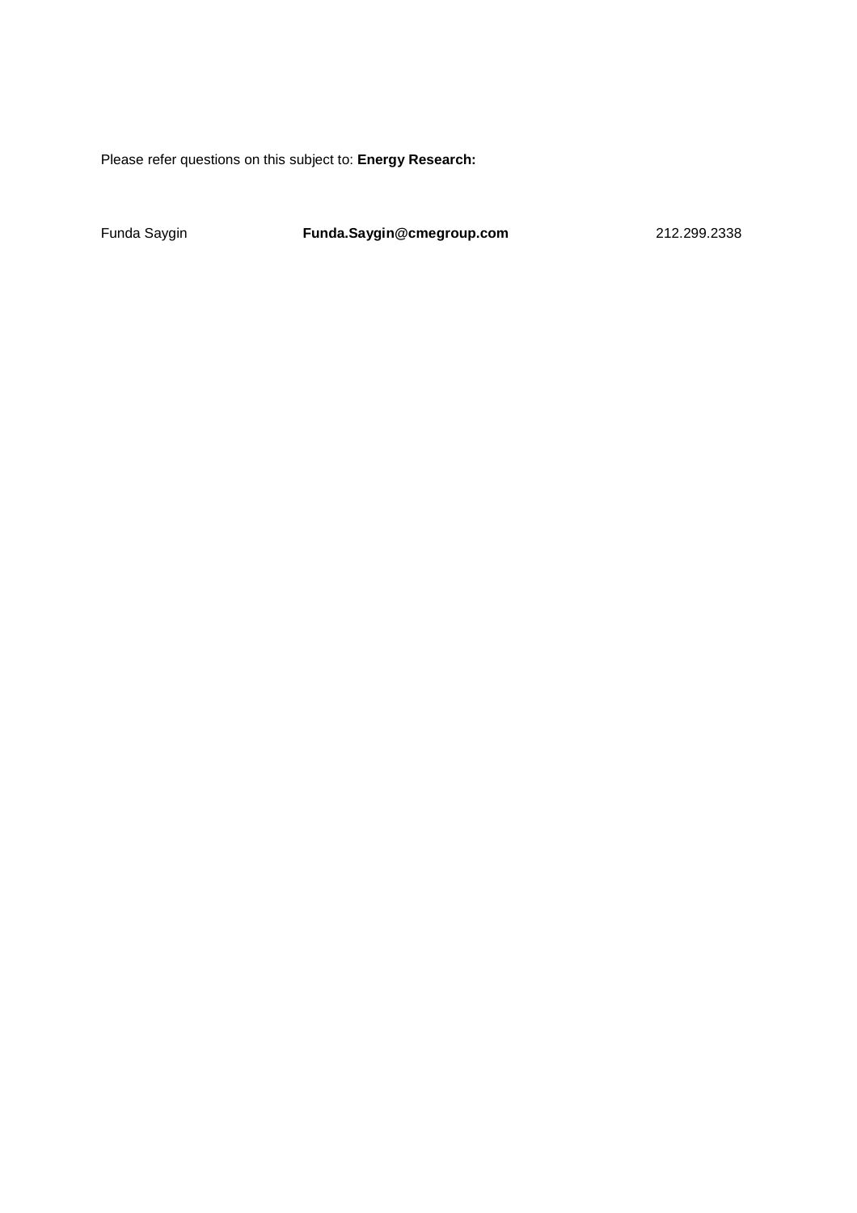Please refer questions on this subject to: **Energy Research:**

| | | |
|---|---|---|
| Funda Saygin | **Funda.Saygin@cmegroup.com** | 212.299.2338 |